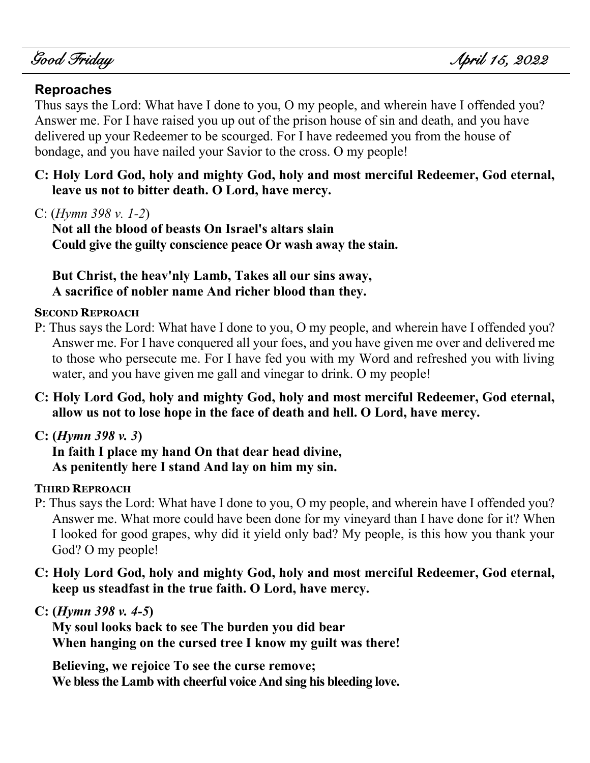Good Friday April 15, 2022

## Reproaches

Thus says the Lord: What have I done to you, O my people, and wherein have I offended you? Answer me. For I have raised you up out of the prison house of sin and death, and you have delivered up your Redeemer to be scourged. For I have redeemed you from the house of bondage, and you have nailed your Savior to the cross. O my people!

**C: Holy Lord God, holy and mighty God, holy and most merciful Redeemer, God eternal, leave us not to bitter death. O Lord, have mercy.**

C: (*Hymn 398 v. 1-2*)

**Not all the blood of beasts On Israel's altars slain**
**Could give the guilty conscience peace Or wash away the stain.**

**But Christ, the heav'nly Lamb, Takes all our sins away,**
**A sacrifice of nobler name And richer blood than they.**

### SECOND REPROACH

P: Thus says the Lord: What have I done to you, O my people, and wherein have I offended you? Answer me. For I have conquered all your foes, and you have given me over and delivered me to those who persecute me. For I have fed you with my Word and refreshed you with living water, and you have given me gall and vinegar to drink. O my people!

**C: Holy Lord God, holy and mighty God, holy and most merciful Redeemer, God eternal, allow us not to lose hope in the face of death and hell. O Lord, have mercy.**

**C: (*Hymn 398 v. 3*)**

**In faith I place my hand On that dear head divine,**
**As penitently here I stand And lay on him my sin.**

### THIRD REPROACH

P: Thus says the Lord: What have I done to you, O my people, and wherein have I offended you? Answer me. What more could have been done for my vineyard than I have done for it? When I looked for good grapes, why did it yield only bad? My people, is this how you thank your God? O my people!

**C: Holy Lord God, holy and mighty God, holy and most merciful Redeemer, God eternal, keep us steadfast in the true faith. O Lord, have mercy.**

**C: (*Hymn 398 v. 4-5*)**

**My soul looks back to see The burden you did bear**
**When hanging on the cursed tree I know my guilt was there!**

**Believing, we rejoice To see the curse remove;**
**We bless the Lamb with cheerful voice And sing his bleeding love.**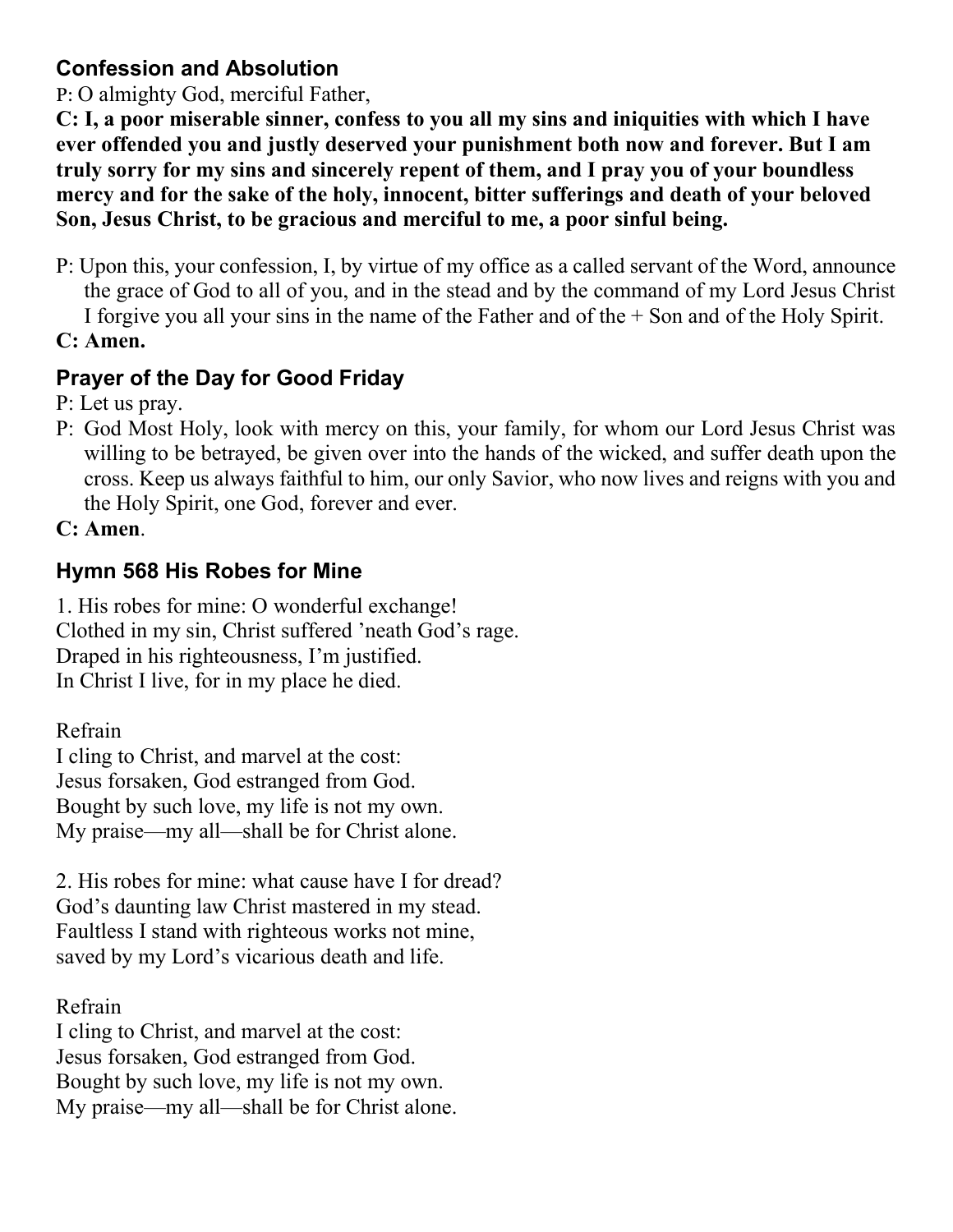### Confession and Absolution

P: O almighty God, merciful Father,

**C: I, a poor miserable sinner, confess to you all my sins and iniquities with which I have ever offended you and justly deserved your punishment both now and forever. But I am truly sorry for my sins and sincerely repent of them, and I pray you of your boundless mercy and for the sake of the holy, innocent, bitter sufferings and death of your beloved Son, Jesus Christ, to be gracious and merciful to me, a poor sinful being.**

P: Upon this, your confession, I, by virtue of my office as a called servant of the Word, announce the grace of God to all of you, and in the stead and by the command of my Lord Jesus Christ I forgive you all your sins in the name of the Father and of the + Son and of the Holy Spirit.

**C: Amen.**

### Prayer of the Day for Good Friday

P: Let us pray.

P: God Most Holy, look with mercy on this, your family, for whom our Lord Jesus Christ was willing to be betrayed, be given over into the hands of the wicked, and suffer death upon the cross. Keep us always faithful to him, our only Savior, who now lives and reigns with you and the Holy Spirit, one God, forever and ever.

**C: Amen**.

### Hymn 568 His Robes for Mine

1. His robes for mine: O wonderful exchange!
Clothed in my sin, Christ suffered 'neath God's rage.
Draped in his righteousness, I'm justified.
In Christ I live, for in my place he died.

Refrain
I cling to Christ, and marvel at the cost:
Jesus forsaken, God estranged from God.
Bought by such love, my life is not my own.
My praise—my all—shall be for Christ alone.

2. His robes for mine: what cause have I for dread?
God's daunting law Christ mastered in my stead.
Faultless I stand with righteous works not mine,
saved by my Lord's vicarious death and life.

Refrain
I cling to Christ, and marvel at the cost:
Jesus forsaken, God estranged from God.
Bought by such love, my life is not my own.
My praise—my all—shall be for Christ alone.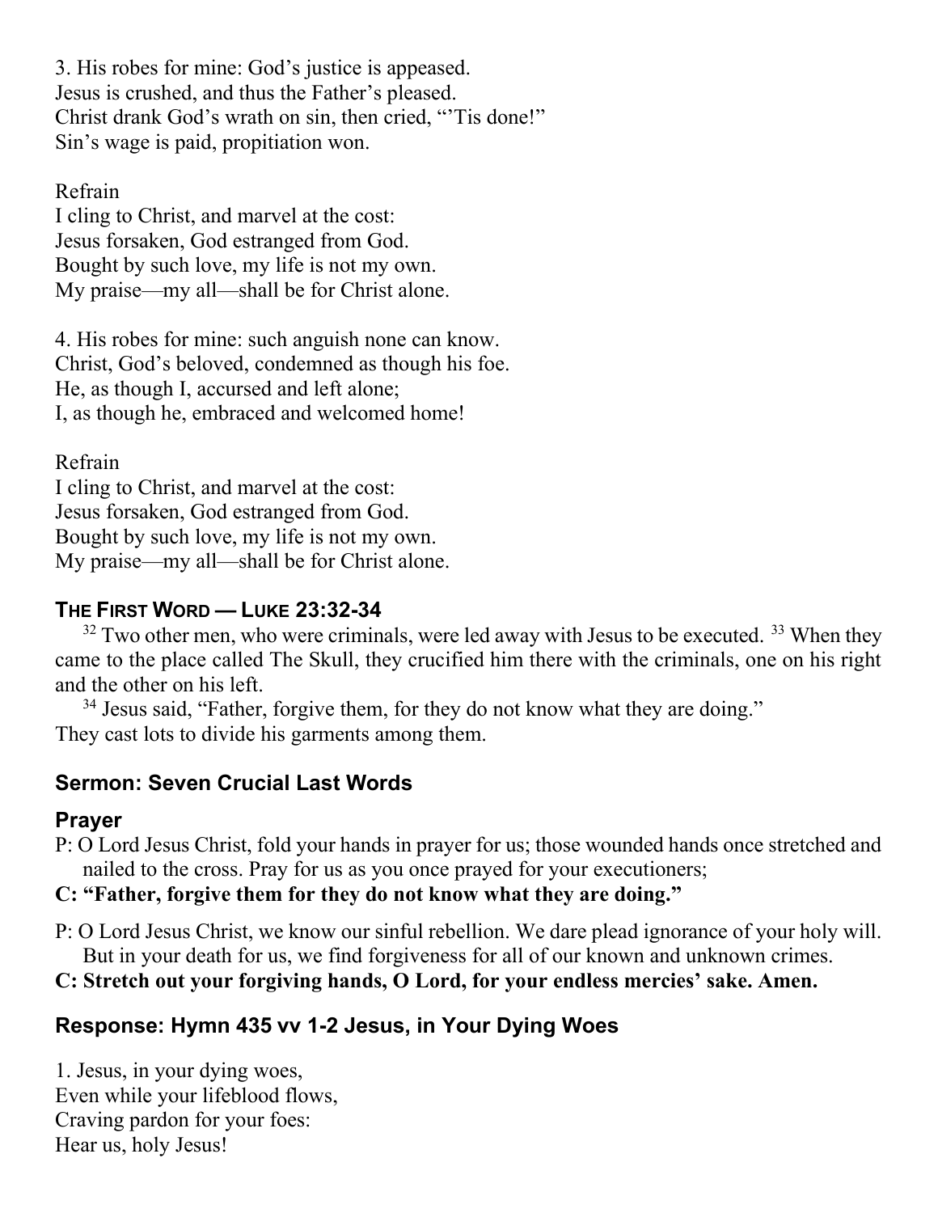3. His robes for mine: God's justice is appeased.
Jesus is crushed, and thus the Father's pleased.
Christ drank God's wrath on sin, then cried, "'Tis done!"
Sin's wage is paid, propitiation won.

Refrain
I cling to Christ, and marvel at the cost:
Jesus forsaken, God estranged from God.
Bought by such love, my life is not my own.
My praise—my all—shall be for Christ alone.

4. His robes for mine: such anguish none can know.
Christ, God's beloved, condemned as though his foe.
He, as though I, accursed and left alone;
I, as though he, embraced and welcomed home!

Refrain
I cling to Christ, and marvel at the cost:
Jesus forsaken, God estranged from God.
Bought by such love, my life is not my own.
My praise—my all—shall be for Christ alone.

## The First Word — Luke 23:32-34

[32] Two other men, who were criminals, were led away with Jesus to be executed. [33] When they came to the place called The Skull, they crucified him there with the criminals, one on his right and the other on his left.

[34] Jesus said, "Father, forgive them, for they do not know what they are doing."
They cast lots to divide his garments among them.

## Sermon: Seven Crucial Last Words

## Prayer

P: O Lord Jesus Christ, fold your hands in prayer for us; those wounded hands once stretched and nailed to the cross. Pray for us as you once prayed for your executioners;

**C: "Father, forgive them for they do not know what they are doing."**

P: O Lord Jesus Christ, we know our sinful rebellion. We dare plead ignorance of your holy will. But in your death for us, we find forgiveness for all of our known and unknown crimes.

**C: Stretch out your forgiving hands, O Lord, for your endless mercies' sake. Amen.**

## Response: Hymn 435 vv 1-2 Jesus, in Your Dying Woes

1. Jesus, in your dying woes,
Even while your lifeblood flows,
Craving pardon for your foes:
Hear us, holy Jesus!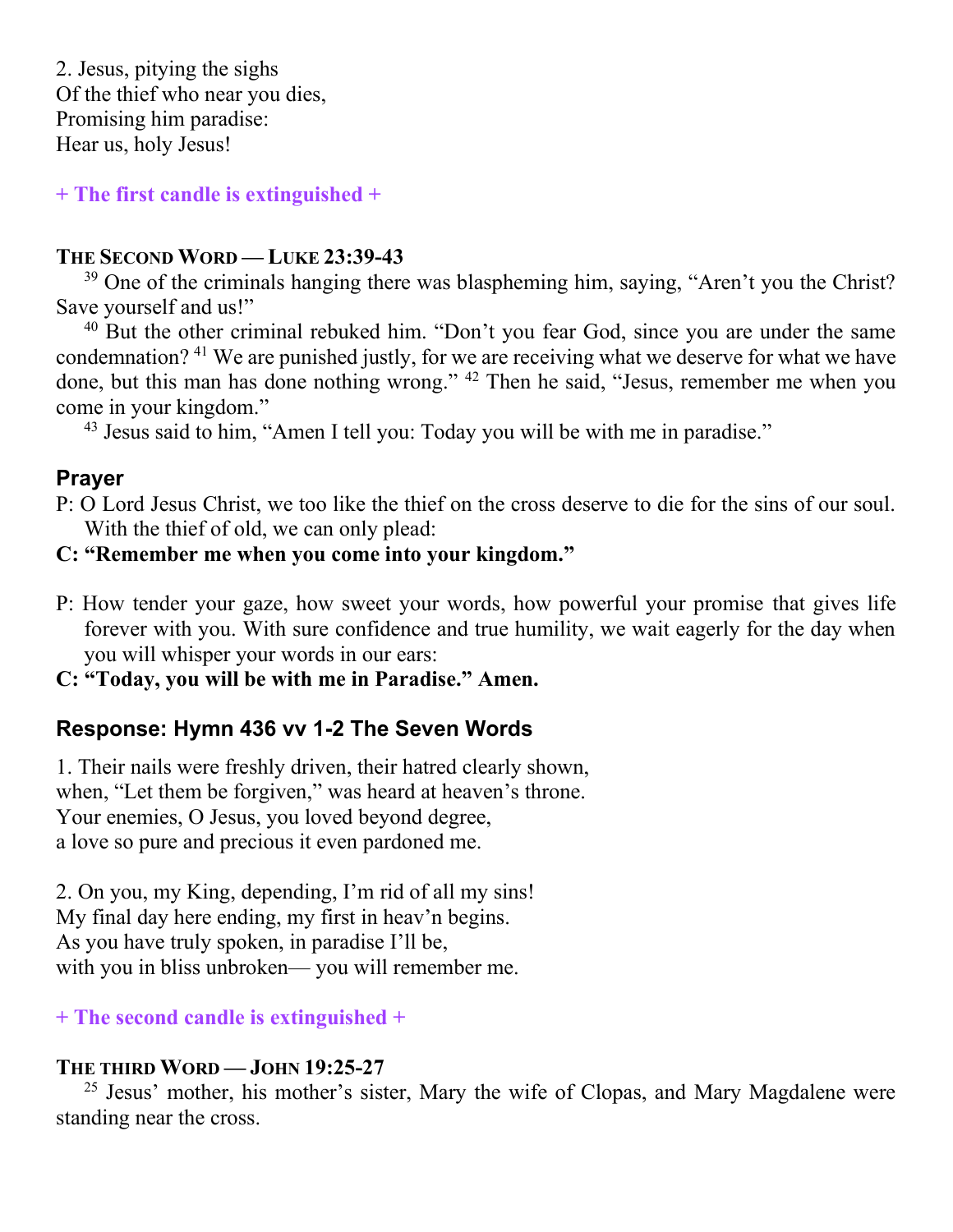2. Jesus, pitying the sighs
Of the thief who near you dies,
Promising him paradise:
Hear us, holy Jesus!

**+ The first candle is extinguished +**

### The Second Word — Luke 23:39-43

[39] One of the criminals hanging there was blaspheming him, saying, "Aren't you the Christ? Save yourself and us!"

[40] But the other criminal rebuked him. "Don't you fear God, since you are under the same condemnation? [41] We are punished justly, for we are receiving what we deserve for what we have done, but this man has done nothing wrong." [42] Then he said, "Jesus, remember me when you come in your kingdom."

[43] Jesus said to him, "Amen I tell you: Today you will be with me in paradise."

### Prayer

P: O Lord Jesus Christ, we too like the thief on the cross deserve to die for the sins of our soul. With the thief of old, we can only plead:

**C: "Remember me when you come into your kingdom."**

P: How tender your gaze, how sweet your words, how powerful your promise that gives life forever with you. With sure confidence and true humility, we wait eagerly for the day when you will whisper your words in our ears:

**C: "Today, you will be with me in Paradise." Amen.**

### Response: Hymn 436 vv 1-2 The Seven Words

1. Their nails were freshly driven, their hatred clearly shown,
when, "Let them be forgiven," was heard at heaven's throne.
Your enemies, O Jesus, you loved beyond degree,
a love so pure and precious it even pardoned me.

2. On you, my King, depending, I'm rid of all my sins!
My final day here ending, my first in heav'n begins.
As you have truly spoken, in paradise I'll be,
with you in bliss unbroken— you will remember me.

**+ The second candle is extinguished +**

### The third Word — John 19:25-27

[25] Jesus' mother, his mother's sister, Mary the wife of Clopas, and Mary Magdalene were standing near the cross.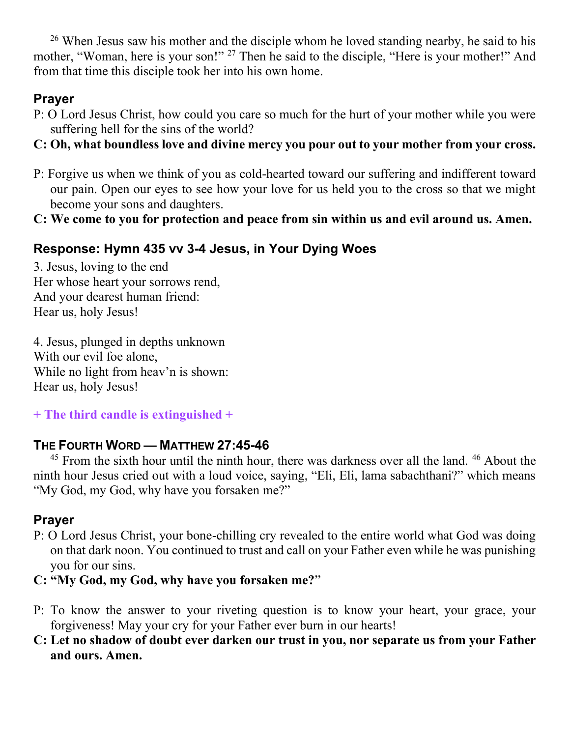[26] When Jesus saw his mother and the disciple whom he loved standing nearby, he said to his mother, “Woman, here is your son!” [27] Then he said to the disciple, “Here is your mother!” And from that time this disciple took her into his own home.

### Prayer

P: O Lord Jesus Christ, how could you care so much for the hurt of your mother while you were suffering hell for the sins of the world?

**C: Oh, what boundless love and divine mercy you pour out to your mother from your cross.**

P: Forgive us when we think of you as cold-hearted toward our suffering and indifferent toward our pain. Open our eyes to see how your love for us held you to the cross so that we might become your sons and daughters.

**C: We come to you for protection and peace from sin within us and evil around us. Amen.**

### Response: Hymn 435 vv 3-4 Jesus, in Your Dying Woes

3. Jesus, loving to the end
Her whose heart your sorrows rend,
And your dearest human friend:
Hear us, holy Jesus!

4. Jesus, plunged in depths unknown
With our evil foe alone,
While no light from heav’n is shown:
Hear us, holy Jesus!

**+ The third candle is extinguished +**

### The Fourth Word — Matthew 27:45-46

[45] From the sixth hour until the ninth hour, there was darkness over all the land. [46] About the ninth hour Jesus cried out with a loud voice, saying, “Eli, Eli, lama sabachthani?” which means “My God, my God, why have you forsaken me?”

### Prayer

P: O Lord Jesus Christ, your bone-chilling cry revealed to the entire world what God was doing on that dark noon. You continued to trust and call on your Father even while he was punishing you for our sins.

**C: “My God, my God, why have you forsaken me?”**

P: To know the answer to your riveting question is to know your heart, your grace, your forgiveness! May your cry for your Father ever burn in our hearts!

**C: Let no shadow of doubt ever darken our trust in you, nor separate us from your Father and ours. Amen.**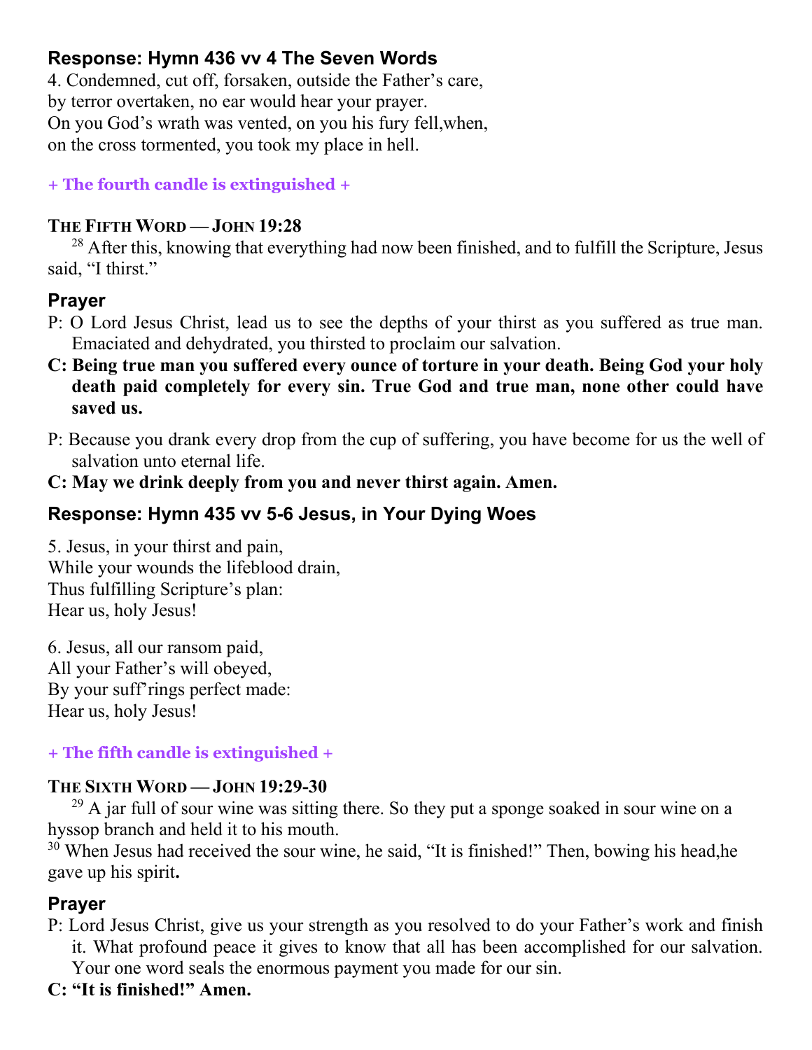## Response: Hymn 436 vv 4 The Seven Words

4. Condemned, cut off, forsaken, outside the Father's care,
by terror overtaken, no ear would hear your prayer.
On you God's wrath was vented, on you his fury fell,when,
on the cross tormented, you took my place in hell.

**+ The fourth candle is extinguished +**

### THE FIFTH WORD — JOHN 19:28

[28] After this, knowing that everything had now been finished, and to fulfill the Scripture, Jesus said, "I thirst."

## Prayer

P: O Lord Jesus Christ, lead us to see the depths of your thirst as you suffered as true man. Emaciated and dehydrated, you thirsted to proclaim our salvation.

**C: Being true man you suffered every ounce of torture in your death. Being God your holy death paid completely for every sin. True God and true man, none other could have saved us.**

P: Because you drank every drop from the cup of suffering, you have become for us the well of salvation unto eternal life.

**C: May we drink deeply from you and never thirst again. Amen.**

## Response: Hymn 435 vv 5-6 Jesus, in Your Dying Woes

5. Jesus, in your thirst and pain,
While your wounds the lifeblood drain,
Thus fulfilling Scripture's plan:
Hear us, holy Jesus!

6. Jesus, all our ransom paid,
All your Father's will obeyed,
By your suff'rings perfect made:
Hear us, holy Jesus!

**+ The fifth candle is extinguished +**

### THE SIXTH WORD — JOHN 19:29-30

[29] A jar full of sour wine was sitting there. So they put a sponge soaked in sour wine on a hyssop branch and held it to his mouth.
[30] When Jesus had received the sour wine, he said, "It is finished!" Then, bowing his head,he gave up his spirit**.**

## Prayer

P: Lord Jesus Christ, give us your strength as you resolved to do your Father's work and finish it. What profound peace it gives to know that all has been accomplished for our salvation. Your one word seals the enormous payment you made for our sin.

**C: "It is finished!" Amen.**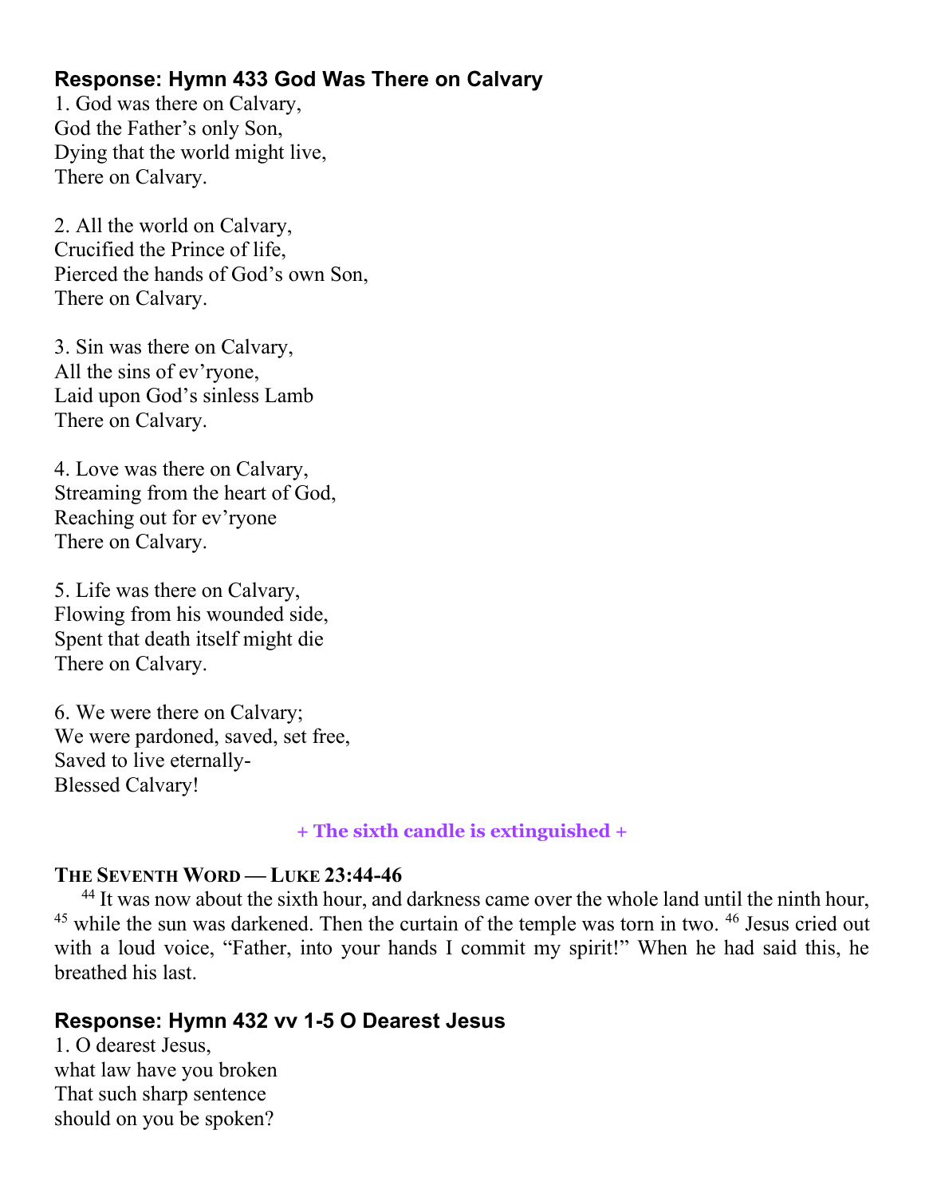### Response: Hymn 433 God Was There on Calvary

1. God was there on Calvary,
God the Father's only Son,
Dying that the world might live,
There on Calvary.

2. All the world on Calvary,
Crucified the Prince of life,
Pierced the hands of God's own Son,
There on Calvary.

3. Sin was there on Calvary,
All the sins of ev'ryone,
Laid upon God's sinless Lamb
There on Calvary.

4. Love was there on Calvary,
Streaming from the heart of God,
Reaching out for ev'ryone
There on Calvary.

5. Life was there on Calvary,
Flowing from his wounded side,
Spent that death itself might die
There on Calvary.

6. We were there on Calvary;
We were pardoned, saved, set free,
Saved to live eternally-
Blessed Calvary!

**+ The sixth candle is extinguished +**

### The Seventh Word — Luke 23:44-46

[44] It was now about the sixth hour, and darkness came over the whole land until the ninth hour, [45] while the sun was darkened. Then the curtain of the temple was torn in two. [46] Jesus cried out with a loud voice, "Father, into your hands I commit my spirit!" When he had said this, he breathed his last.

### Response: Hymn 432 vv 1-5 O Dearest Jesus

1. O dearest Jesus,
what law have you broken
That such sharp sentence
should on you be spoken?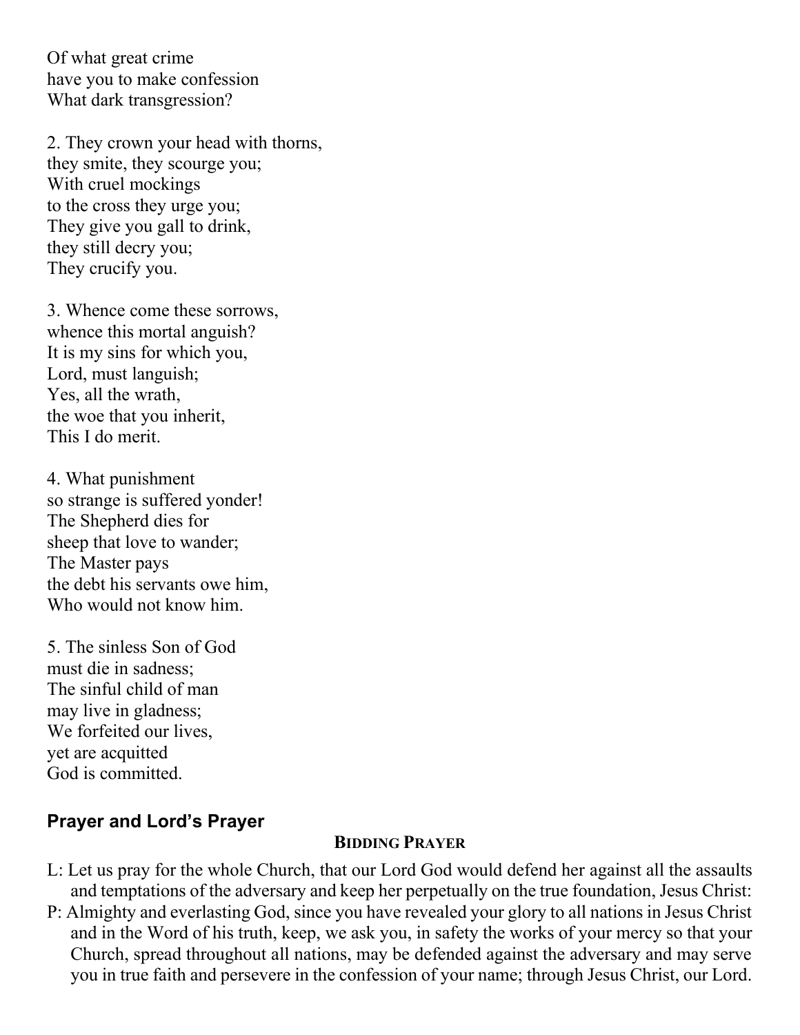Of what great crime  
have you to make confession  
What dark transgression?

2. They crown your head with thorns,  
they smite, they scourge you;  
With cruel mockings  
to the cross they urge you;  
They give you gall to drink,  
they still decry you;  
They crucify you.

3. Whence come these sorrows,  
whence this mortal anguish?  
It is my sins for which you,  
Lord, must languish;  
Yes, all the wrath,  
the woe that you inherit,  
This I do merit.

4. What punishment  
so strange is suffered yonder!  
The Shepherd dies for  
sheep that love to wander;  
The Master pays  
the debt his servants owe him,  
Who would not know him.

5. The sinless Son of God  
must die in sadness;  
The sinful child of man  
may live in gladness;  
We forfeited our lives,  
yet are acquitted  
God is committed.

## Prayer and Lord's Prayer

### Bidding Prayer

L: Let us pray for the whole Church, that our Lord God would defend her against all the assaults and temptations of the adversary and keep her perpetually on the true foundation, Jesus Christ:

P: Almighty and everlasting God, since you have revealed your glory to all nations in Jesus Christ and in the Word of his truth, keep, we ask you, in safety the works of your mercy so that your Church, spread throughout all nations, may be defended against the adversary and may serve you in true faith and persevere in the confession of your name; through Jesus Christ, our Lord.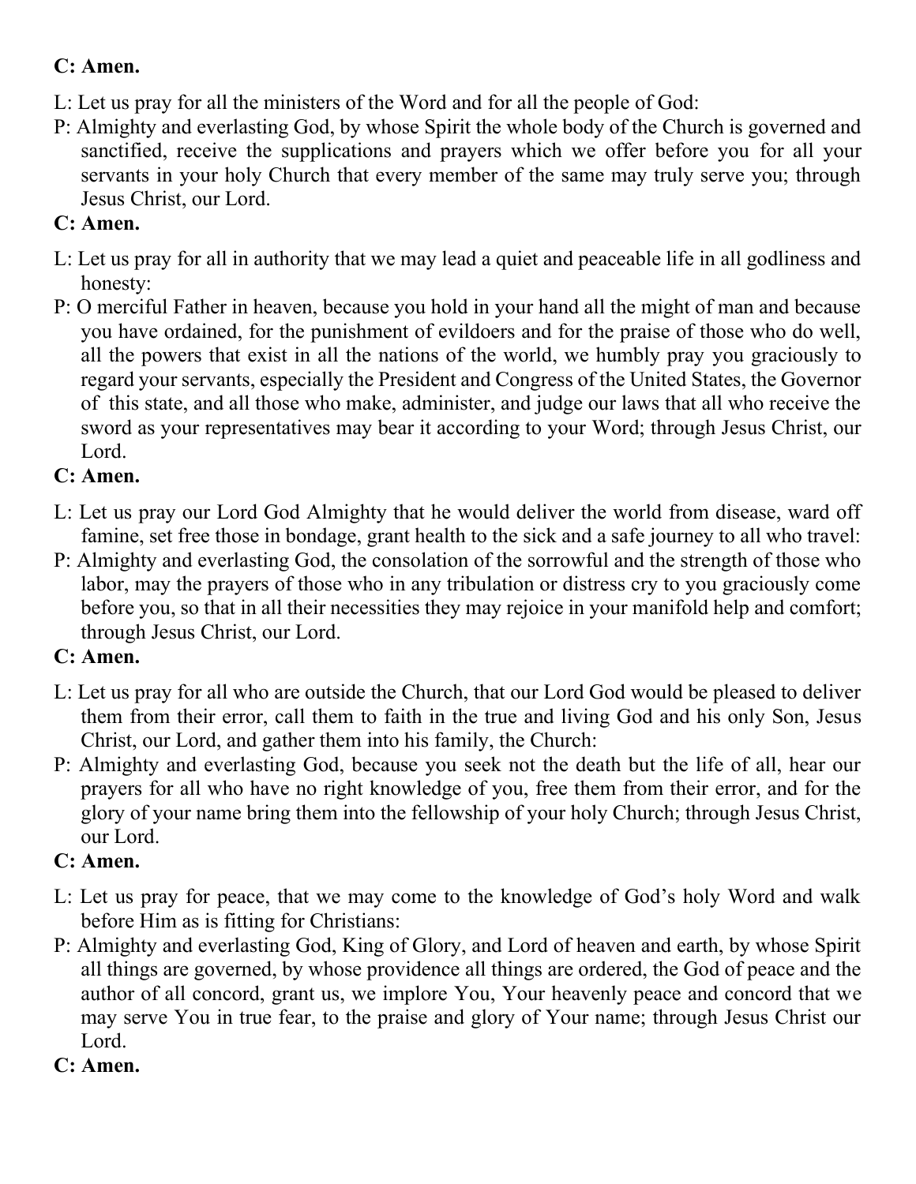**C: Amen.**

L: Let us pray for all the ministers of the Word and for all the people of God:

P: Almighty and everlasting God, by whose Spirit the whole body of the Church is governed and sanctified, receive the supplications and prayers which we offer before you for all your servants in your holy Church that every member of the same may truly serve you; through Jesus Christ, our Lord.

**C: Amen.**

L: Let us pray for all in authority that we may lead a quiet and peaceable life in all godliness and honesty:

P: O merciful Father in heaven, because you hold in your hand all the might of man and because you have ordained, for the punishment of evildoers and for the praise of those who do well, all the powers that exist in all the nations of the world, we humbly pray you graciously to regard your servants, especially the President and Congress of the United States, the Governor of this state, and all those who make, administer, and judge our laws that all who receive the sword as your representatives may bear it according to your Word; through Jesus Christ, our Lord.

**C: Amen.**

L: Let us pray our Lord God Almighty that he would deliver the world from disease, ward off famine, set free those in bondage, grant health to the sick and a safe journey to all who travel:

P: Almighty and everlasting God, the consolation of the sorrowful and the strength of those who labor, may the prayers of those who in any tribulation or distress cry to you graciously come before you, so that in all their necessities they may rejoice in your manifold help and comfort; through Jesus Christ, our Lord.

**C: Amen.**

L: Let us pray for all who are outside the Church, that our Lord God would be pleased to deliver them from their error, call them to faith in the true and living God and his only Son, Jesus Christ, our Lord, and gather them into his family, the Church:

P: Almighty and everlasting God, because you seek not the death but the life of all, hear our prayers for all who have no right knowledge of you, free them from their error, and for the glory of your name bring them into the fellowship of your holy Church; through Jesus Christ, our Lord.

**C: Amen.**

L: Let us pray for peace, that we may come to the knowledge of God's holy Word and walk before Him as is fitting for Christians:

P: Almighty and everlasting God, King of Glory, and Lord of heaven and earth, by whose Spirit all things are governed, by whose providence all things are ordered, the God of peace and the author of all concord, grant us, we implore You, Your heavenly peace and concord that we may serve You in true fear, to the praise and glory of Your name; through Jesus Christ our Lord.

**C: Amen.**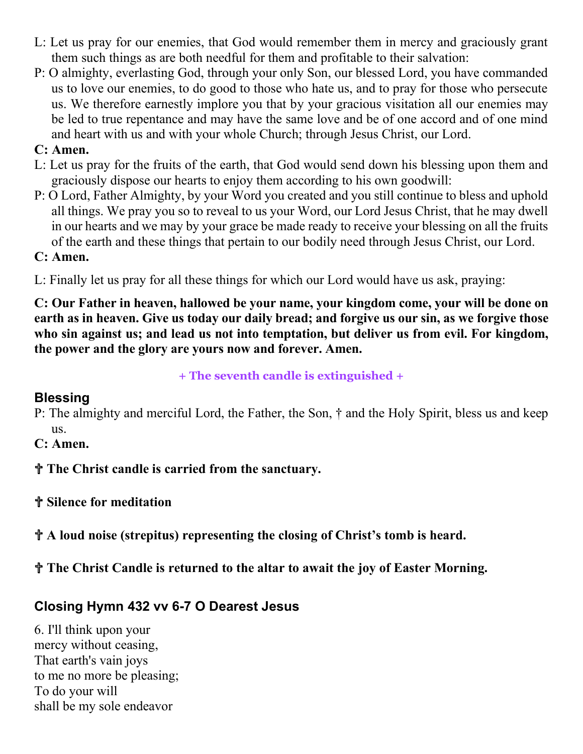L: Let us pray for our enemies, that God would remember them in mercy and graciously grant them such things as are both needful for them and profitable to their salvation:

P: O almighty, everlasting God, through your only Son, our blessed Lord, you have commanded us to love our enemies, to do good to those who hate us, and to pray for those who persecute us. We therefore earnestly implore you that by your gracious visitation all our enemies may be led to true repentance and may have the same love and be of one accord and of one mind and heart with us and with your whole Church; through Jesus Christ, our Lord.

**C: Amen.**

L: Let us pray for the fruits of the earth, that God would send down his blessing upon them and graciously dispose our hearts to enjoy them according to his own goodwill:

P: O Lord, Father Almighty, by your Word you created and you still continue to bless and uphold all things. We pray you so to reveal to us your Word, our Lord Jesus Christ, that he may dwell in our hearts and we may by your grace be made ready to receive your blessing on all the fruits of the earth and these things that pertain to our bodily need through Jesus Christ, our Lord.

**C: Amen.**

L: Finally let us pray for all these things for which our Lord would have us ask, praying:

**C: Our Father in heaven, hallowed be your name, your kingdom come, your will be done on earth as in heaven. Give us today our daily bread; and forgive us our sin, as we forgive those who sin against us; and lead us not into temptation, but deliver us from evil. For kingdom, the power and the glory are yours now and forever. Amen.**

**+ The seventh candle is extinguished +**

## Blessing

P: The almighty and merciful Lord, the Father, the Son, † and the Holy Spirit, bless us and keep us.

**C: Amen.**

**✝ The Christ candle is carried from the sanctuary.**

**✝ Silence for meditation**

**✝ A loud noise (strepitus) representing the closing of Christ's tomb is heard.**

**✝ The Christ Candle is returned to the altar to await the joy of Easter Morning.**

## Closing Hymn 432 vv 6-7 O Dearest Jesus

6. I'll think upon your
mercy without ceasing,
That earth's vain joys
to me no more be pleasing;
To do your will
shall be my sole endeavor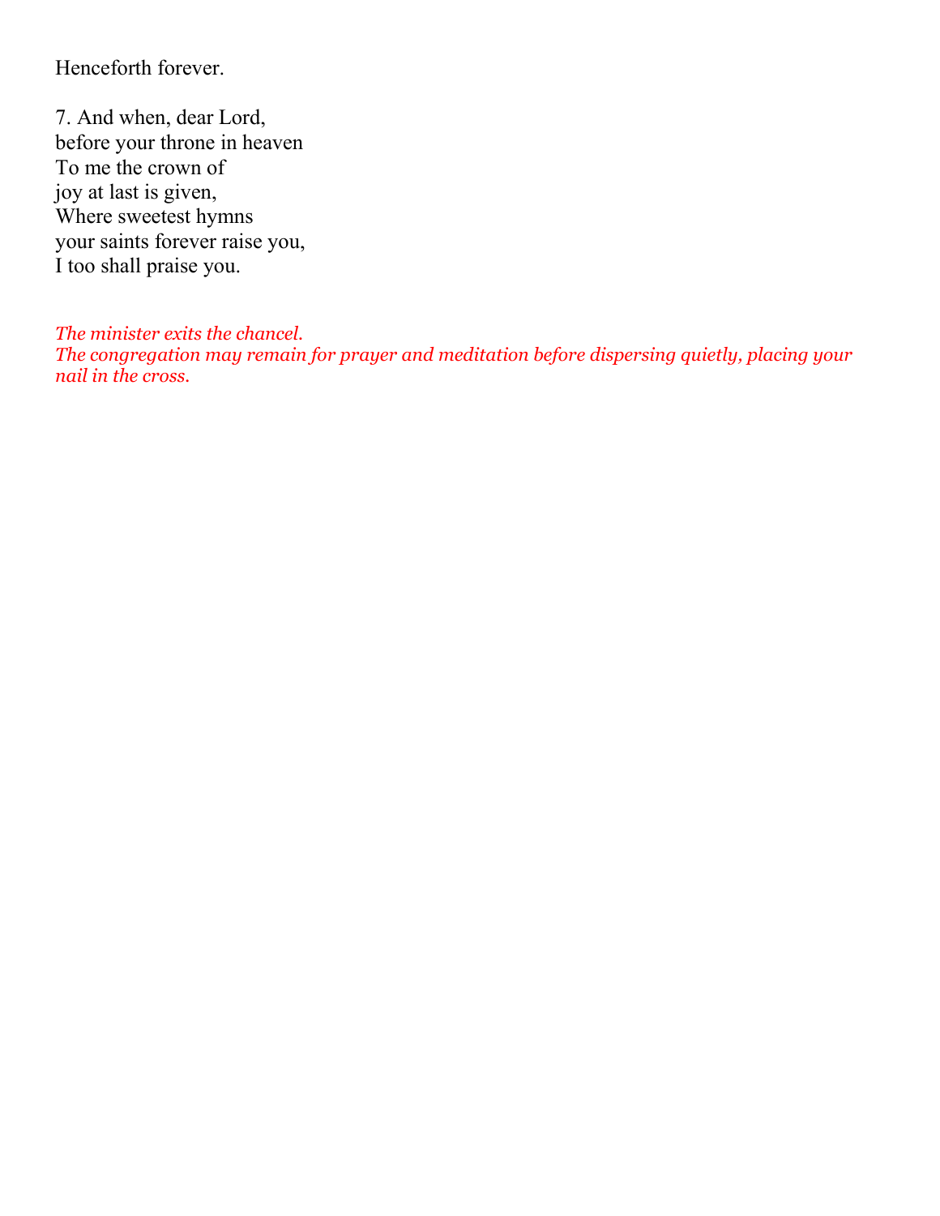Henceforth forever.

7. And when, dear Lord,
before your throne in heaven
To me the crown of
joy at last is given,
Where sweetest hymns
your saints forever raise you,
I too shall praise you.

*The minister exits the chancel.*
*The congregation may remain for prayer and meditation before dispersing quietly, placing your nail in the cross.*